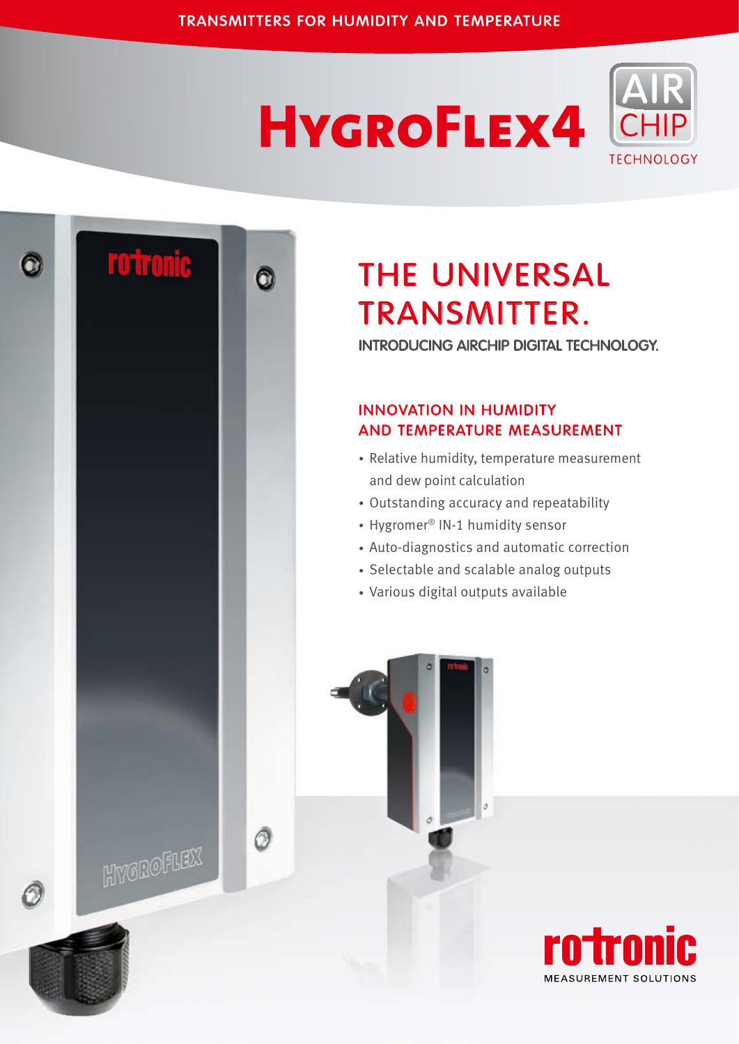TRANSMITTERS FOR HUMIDITY AND TEMPERATURE

# HygroFlex4

AIR CHIP TECHNOLOGY

## THE UNIVERSAL TRANSMITTER.

INTRODUCING AIRCHIP DIGITAL TECHNOLOGY.

### INNOVATION IN HUMIDITY AND TEMPERATURE MEASUREMENT

- Relative humidity, temperature measurement and dew point calculation
- Outstanding accuracy and repeatability
- Hygromer® IN-1 humidity sensor
- Auto-diagnostics and automatic correction
- Selectable and scalable analog outputs
- Various digital outputs available

rotronic MEASUREMENT SOLUTIONS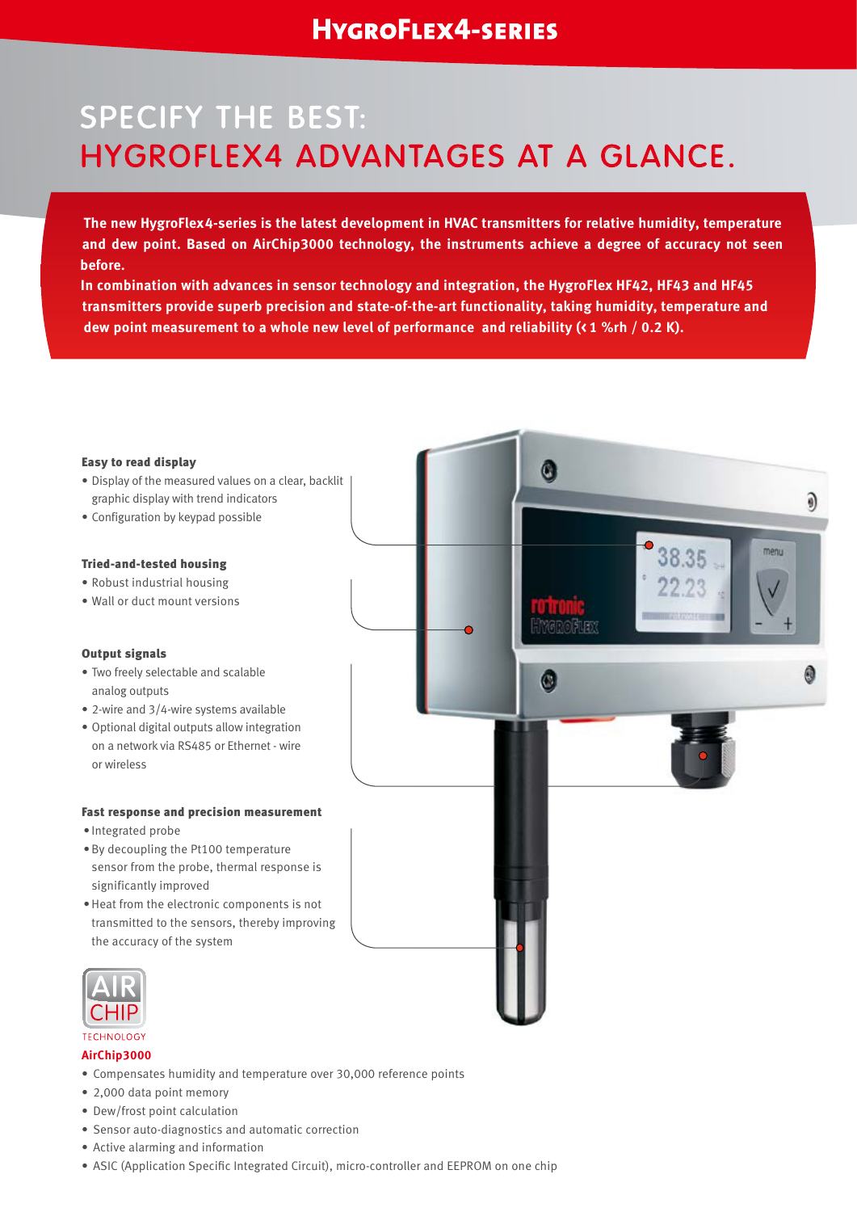# SPECIFY THE BEST: HYGROFLEX4 ADVANTAGES AT A GLANCE.

**The new HygroFlex4-series is the latest development in HVAC transmitters for relative humidity, temperature and dew point. Based on AirChip3000 technology, the instruments achieve a degree of accuracy not seen before.**

**In combination with advances in sensor technology and integration, the HygroFlex HF42, HF43 and HF45 transmitters provide superb precision and state-of-the-art functionality, taking humidity, temperature and dew point measurement to a whole new level of performance and reliability (< 1 %rh / 0.2 K).**

**Easy to read display**

- Display of the measured values on a clear, backlit graphic display with trend indicators
- Configuration by keypad possible

**Tried-and-tested housing**

- Robust industrial housing
- Wall or duct mount versions

**Output signals**

- Two freely selectable and scalable analog outputs
- 2-wire and 3/4-wire systems available
- Optional digital outputs allow integration on a network via RS485 or Ethernet - wire or wireless

**Fast response and precision measurement**

- Integrated probe
- By decoupling the Pt100 temperature sensor from the probe, thermal response is significantly improved
- Heat from the electronic components is not transmitted to the sensors, thereby improving the accuracy of the system

AIR CHIP TECHNOLOGY

**AirChip3000**

- Compensates humidity and temperature over 30,000 reference points
- 2,000 data point memory
- Dew/frost point calculation
- Sensor auto-diagnostics and automatic correction
- Active alarming and information
- ASIC (Application Specific Integrated Circuit), micro-controller and EEPROM on one chip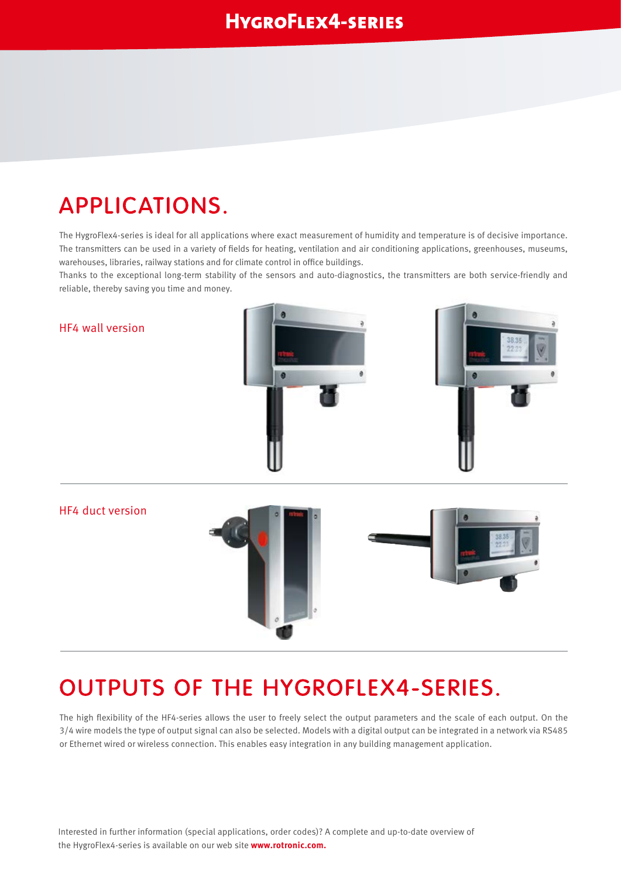# APPLICATIONS.

The HygroFlex4-series is ideal for all applications where exact measurement of humidity and temperature is of decisive importance. The transmitters can be used in a variety of fields for heating, ventilation and air conditioning applications, greenhouses, museums, warehouses, libraries, railway stations and for climate control in office buildings.

Thanks to the exceptional long-term stability of the sensors and auto-diagnostics, the transmitters are both service-friendly and reliable, thereby saving you time and money.

HF4 wall version

HF4 duct version

# OUTPUTS OF THE HYGROFLEX4-SERIES.

The high flexibility of the HF4-series allows the user to freely select the output parameters and the scale of each output. On the 3/4 wire models the type of output signal can also be selected. Models with a digital output can be integrated in a network via RS485 or Ethernet wired or wireless connection. This enables easy integration in any building management application.

Interested in further information (special applications, order codes)? A complete and up-to-date overview of the HygroFlex4-series is available on our web site **www.rotronic.com.**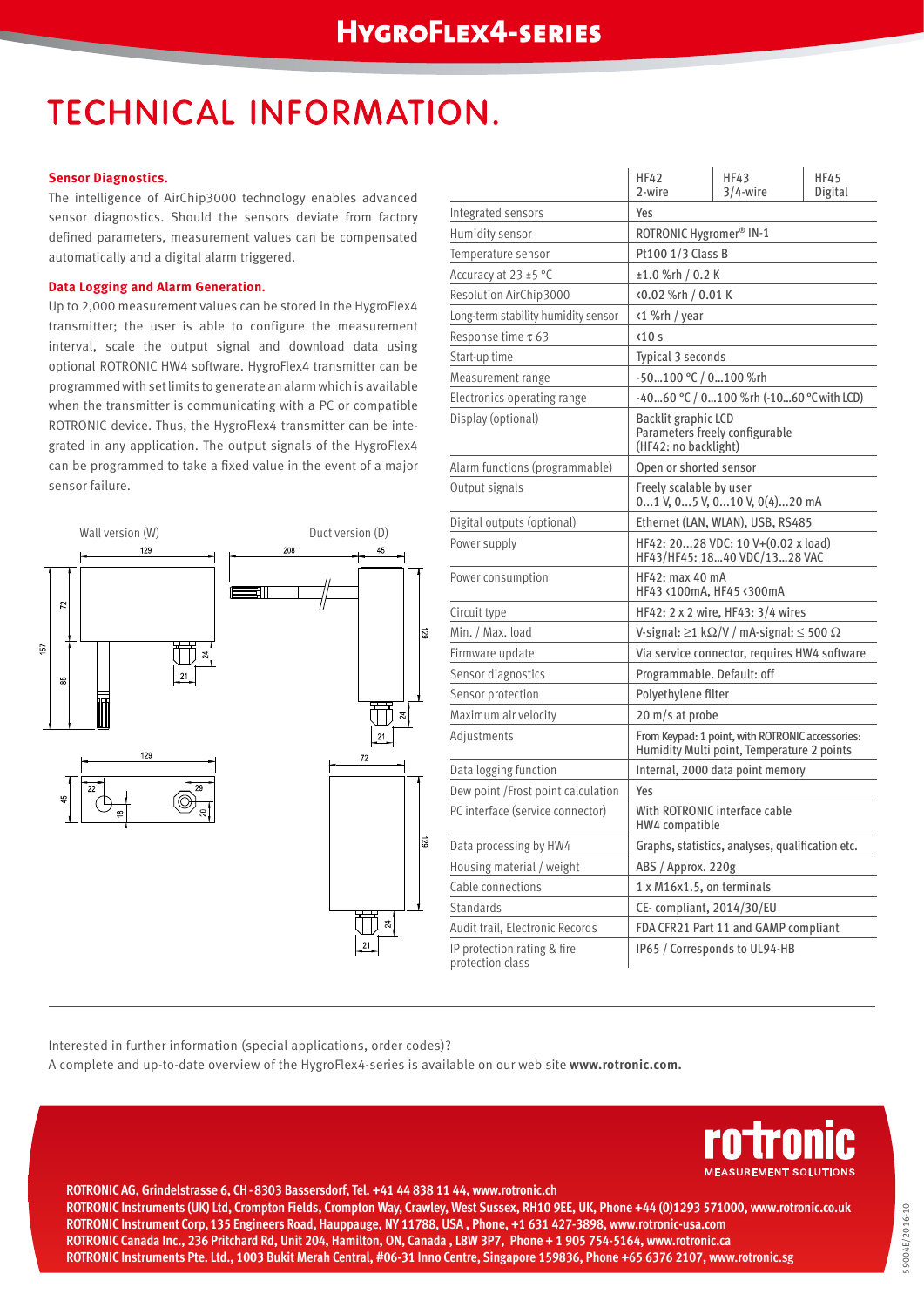# TECHNICAL INFORMATION.

**Sensor Diagnostics.**

The intelligence of AirChip3000 technology enables advanced sensor diagnostics. Should the sensors deviate from factory defined parameters, measurement values can be compensated automatically and a digital alarm triggered.

**Data Logging and Alarm Generation.**

Up to 2,000 measurement values can be stored in the HygroFlex4 transmitter; the user is able to configure the measurement interval, scale the output signal and download data using optional ROTRONIC HW4 software. HygroFlex4 transmitter can be programmed with set limits to generate an alarm which is available when the transmitter is communicating with a PC or compatible ROTRONIC device. Thus, the HygroFlex4 transmitter can be integrated in any application. The output signals of the HygroFlex4 can be programmed to take a fixed value in the event of a major sensor failure.

Wall version (W)

129

72

157

85

24

21

129

22

29

45

18

20

Duct version (D)

208

45

129

24

21

72

129

24

21

| | HF42 2-wire | HF43 3/4-wire | HF45 Digital |
|---|---|---|---|
| Integrated sensors | Yes | | |
| Humidity sensor | ROTRONIC Hygromer® IN-1 | | |
| Temperature sensor | Pt100 1/3 Class B | | |
| Accuracy at 23 ±5 °C | ±1.0 %rh / 0.2 K | | |
| Resolution AirChip3000 | <0.02 %rh / 0.01 K | | |
| Long-term stability humidity sensor | <1 %rh / year | | |
| Response time τ 63 | <10 s | | |
| Start-up time | Typical 3 seconds | | |
| Measurement range | -50…100 °C / 0…100 %rh | | |
| Electronics operating range | -40…60 °C / 0…100 %rh (-10…60 °C with LCD) | | |
| Display (optional) | Backlit graphic LCD Parameters freely configurable (HF42: no backlight) | | |
| Alarm functions (programmable) | Open or shorted sensor | | |
| Output signals | Freely scalable by user 0…1 V, 0…5 V, 0…10 V, 0(4)…20 mA | | |
| Digital outputs (optional) | Ethernet (LAN, WLAN), USB, RS485 | | |
| Power supply | HF42: 20…28 VDC: 10 V+(0.02 x load) HF43/HF45: 18…40 VDC/13…28 VAC | | |
| Power consumption | HF42: max 40 mA HF43 <100mA, HF45 <300mA | | |
| Circuit type | HF42: 2 x 2 wire, HF43: 3/4 wires | | |
| Min. / Max. load | V-signal: ≥1 kΩ/V / mA-signal: ≤ 500 Ω | | |
| Firmware update | Via service connector, requires HW4 software | | |
| Sensor diagnostics | Programmable. Default: off | | |
| Sensor protection | Polyethylene filter | | |
| Maximum air velocity | 20 m/s at probe | | |
| Adjustments | From Keypad: 1 point, with ROTRONIC accessories: Humidity Multi point, Temperature 2 points | | |
| Data logging function | Internal, 2000 data point memory | | |
| Dew point /Frost point calculation | Yes | | |
| PC interface (service connector) | With ROTRONIC interface cable HW4 compatible | | |
| Data processing by HW4 | Graphs, statistics, analyses, qualification etc. | | |
| Housing material / weight | ABS / Approx. 220g | | |
| Cable connections | 1 x M16x1.5, on terminals | | |
| Standards | CE- compliant, 2014/30/EU | | |
| Audit trail, Electronic Records | FDA CFR21 Part 11 and GAMP compliant | | |
| IP protection rating & fire protection class | IP65 / Corresponds to UL94-HB | | |

Interested in further information (special applications, order codes)?
A complete and up-to-date overview of the HygroFlex4-series is available on our web site **www.rotronic.com.**

rotronic MEASUREMENT SOLUTIONS

**ROTRONIC AG, Grindelstrasse 6, CH-8303 Bassersdorf, Tel. +41 44 838 11 44, www.rotronic.ch**
**ROTRONIC Instruments (UK) Ltd, Crompton Fields, Crompton Way, Crawley, West Sussex, RH10 9EE, UK, Phone +44 (0)1293 571000, www.rotronic.co.uk**
**ROTRONIC Instrument Corp, 135 Engineers Road, Hauppauge, NY 11788, USA, Phone, +1 631 427-3898, www.rotronic-usa.com**
**ROTRONIC Canada Inc., 236 Pritchard Rd, Unit 204, Hamilton, ON, Canada, L8W 3P7, Phone + 1 905 754-5164, www.rotronic.ca**
**ROTRONIC Instruments Pte. Ltd., 1003 Bukit Merah Central, #06-31 Inno Centre, Singapore 159836, Phone +65 6376 2107, www.rotronic.sg**

59004E/2016-10